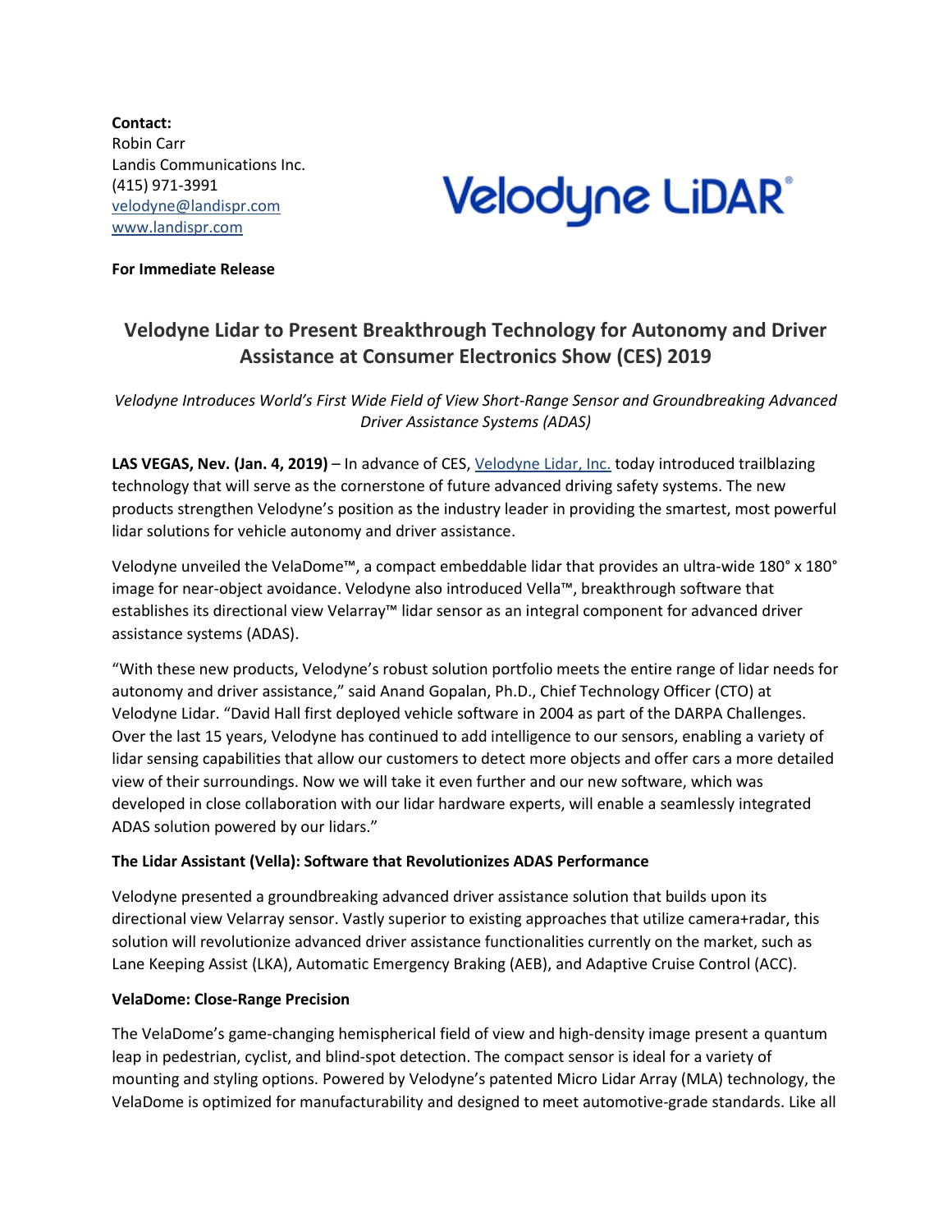**Contact:**
Robin Carr
Landis Communications Inc.
(415) 971-3991
velodyne@landispr.com
www.landispr.com

Velodyne LiDAR®

**For Immediate Release**

## Velodyne Lidar to Present Breakthrough Technology for Autonomy and Driver Assistance at Consumer Electronics Show (CES) 2019

*Velodyne Introduces World's First Wide Field of View Short-Range Sensor and Groundbreaking Advanced Driver Assistance Systems (ADAS)*

**LAS VEGAS, Nev. (Jan. 4, 2019)** – In advance of CES, Velodyne Lidar, Inc. today introduced trailblazing technology that will serve as the cornerstone of future advanced driving safety systems. The new products strengthen Velodyne's position as the industry leader in providing the smartest, most powerful lidar solutions for vehicle autonomy and driver assistance.

Velodyne unveiled the VelaDome™, a compact embeddable lidar that provides an ultra-wide 180° x 180° image for near-object avoidance. Velodyne also introduced Vella™, breakthrough software that establishes its directional view Velarray™ lidar sensor as an integral component for advanced driver assistance systems (ADAS).

"With these new products, Velodyne's robust solution portfolio meets the entire range of lidar needs for autonomy and driver assistance," said Anand Gopalan, Ph.D., Chief Technology Officer (CTO) at Velodyne Lidar. "David Hall first deployed vehicle software in 2004 as part of the DARPA Challenges. Over the last 15 years, Velodyne has continued to add intelligence to our sensors, enabling a variety of lidar sensing capabilities that allow our customers to detect more objects and offer cars a more detailed view of their surroundings. Now we will take it even further and our new software, which was developed in close collaboration with our lidar hardware experts, will enable a seamlessly integrated ADAS solution powered by our lidars."

**The Lidar Assistant (Vella): Software that Revolutionizes ADAS Performance**

Velodyne presented a groundbreaking advanced driver assistance solution that builds upon its directional view Velarray sensor. Vastly superior to existing approaches that utilize camera+radar, this solution will revolutionize advanced driver assistance functionalities currently on the market, such as Lane Keeping Assist (LKA), Automatic Emergency Braking (AEB), and Adaptive Cruise Control (ACC).

**VelaDome: Close-Range Precision**

The VelaDome's game-changing hemispherical field of view and high-density image present a quantum leap in pedestrian, cyclist, and blind-spot detection. The compact sensor is ideal for a variety of mounting and styling options. Powered by Velodyne's patented Micro Lidar Array (MLA) technology, the VelaDome is optimized for manufacturability and designed to meet automotive-grade standards. Like all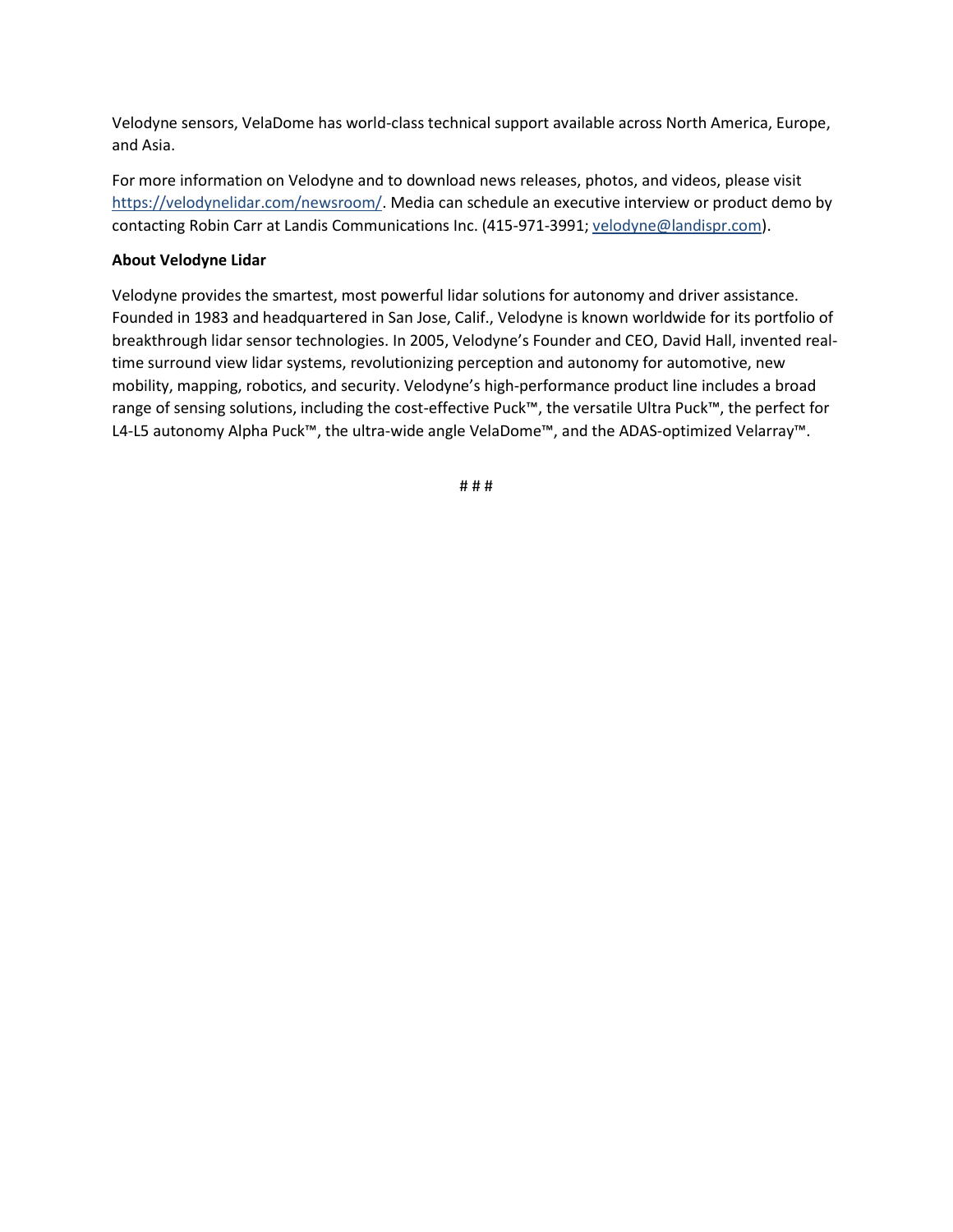Velodyne sensors, VelaDome has world-class technical support available across North America, Europe, and Asia.

For more information on Velodyne and to download news releases, photos, and videos, please visit https://velodynelidar.com/newsroom/. Media can schedule an executive interview or product demo by contacting Robin Carr at Landis Communications Inc. (415-971-3991; velodyne@landispr.com).

**About Velodyne Lidar**

Velodyne provides the smartest, most powerful lidar solutions for autonomy and driver assistance. Founded in 1983 and headquartered in San Jose, Calif., Velodyne is known worldwide for its portfolio of breakthrough lidar sensor technologies. In 2005, Velodyne's Founder and CEO, David Hall, invented real-time surround view lidar systems, revolutionizing perception and autonomy for automotive, new mobility, mapping, robotics, and security. Velodyne's high-performance product line includes a broad range of sensing solutions, including the cost-effective Puck™, the versatile Ultra Puck™, the perfect for L4-L5 autonomy Alpha Puck™, the ultra-wide angle VelaDome™, and the ADAS-optimized Velarray™.

# # #